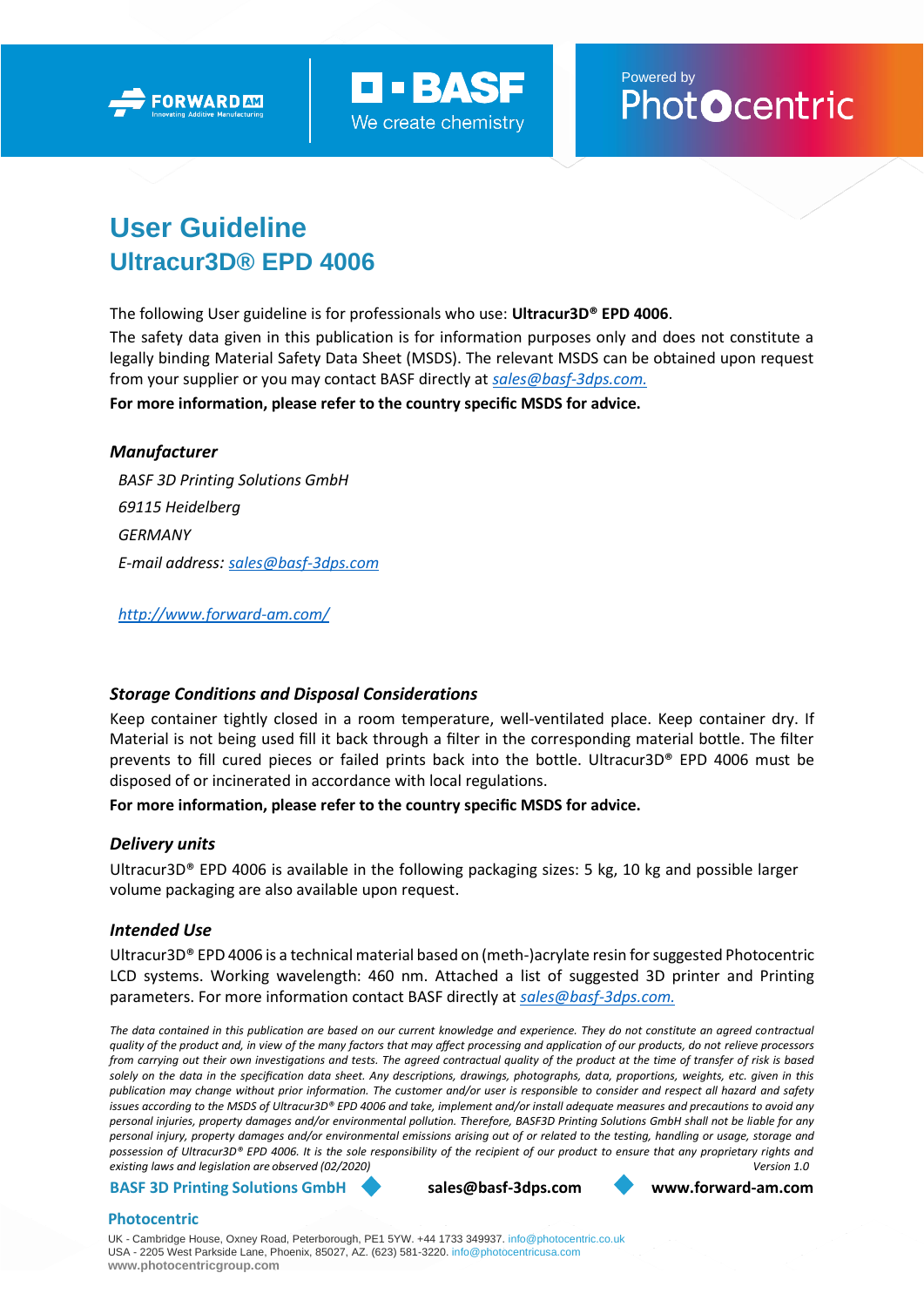FORWARD AM — Innovating Additive Manufacturing

BASF — We create chemistry

Powered by Photocentric

# User Guideline

## Ultracur3D® EPD 4006

The following User guideline is for professionals who use: **Ultracur3D® EPD 4006**.

The safety data given in this publication is for information purposes only and does not constitute a legally binding Material Safety Data Sheet (MSDS). The relevant MSDS can be obtained upon request from your supplier or you may contact BASF directly at *sales@basf-3dps.com.*

**For more information, please refer to the country specific MSDS for advice.**

### *Manufacturer*

*BASF 3D Printing Solutions GmbH*

*69115 Heidelberg*

*GERMANY*

*E-mail address: sales@basf-3dps.com*

*http://www.forward-am.com/*

### *Storage Conditions and Disposal Considerations*

Keep container tightly closed in a room temperature, well-ventilated place. Keep container dry. If Material is not being used fill it back through a filter in the corresponding material bottle. The filter prevents to fill cured pieces or failed prints back into the bottle. Ultracur3D® EPD 4006 must be disposed of or incinerated in accordance with local regulations.

**For more information, please refer to the country specific MSDS for advice.**

### *Delivery units*

Ultracur3D® EPD 4006 is available in the following packaging sizes: 5 kg, 10 kg and possible larger volume packaging are also available upon request.

### *Intended Use*

Ultracur3D® EPD 4006 is a technical material based on (meth-)acrylate resin for suggested Photocentric LCD systems. Working wavelength: 460 nm. Attached a list of suggested 3D printer and Printing parameters. For more information contact BASF directly at *sales@basf-3dps.com.*

*The data contained in this publication are based on our current knowledge and experience. They do not constitute an agreed contractual quality of the product and, in view of the many factors that may affect processing and application of our products, do not relieve processors from carrying out their own investigations and tests. The agreed contractual quality of the product at the time of transfer of risk is based solely on the data in the specification data sheet. Any descriptions, drawings, photographs, data, proportions, weights, etc. given in this publication may change without prior information. The customer and/or user is responsible to consider and respect all hazard and safety issues according to the MSDS of Ultracur3D® EPD 4006 and take, implement and/or install adequate measures and precautions to avoid any personal injuries, property damages and/or environmental pollution. Therefore, BASF3D Printing Solutions GmbH shall not be liable for any personal injury, property damages and/or environmental emissions arising out of or related to the testing, handling or usage, storage and possession of Ultracur3D® EPD 4006. It is the sole responsibility of the recipient of our product to ensure that any proprietary rights and existing laws and legislation are observed (02/2020)*

*Version 1.0*

**BASF 3D Printing Solutions GmbH** ◆ **sales@basf-3dps.com** ◆ **www.forward-am.com**

**Photocentric**

UK - Cambridge House, Oxney Road, Peterborough, PE1 5YW. +44 1733 349937. info@photocentric.co.uk
USA - 2205 West Parkside Lane, Phoenix, 85027, AZ. (623) 581-3220. info@photocentricusa.com
**www.photocentricgroup.com**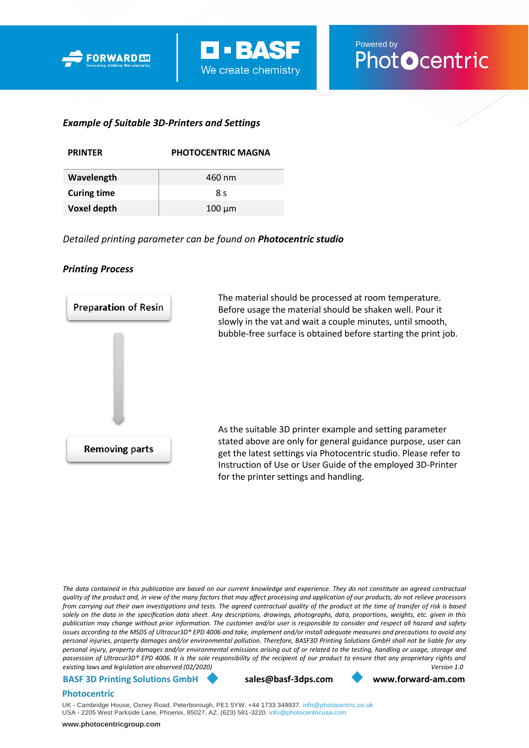### *Example of Suitable 3D-Printers and Settings*

| PRINTER | PHOTOCENTRIC MAGNA |
|---|---|
| **Wavelength** | 460 nm |
| **Curing time** | 8 s |
| **Voxel depth** | 100 µm |

*Detailed printing parameter can be found on* ***Photocentric studio***

### *Printing Process*

**Preparation of Resin**

The material should be processed at room temperature. Before usage the material should be shaken well. Pour it slowly in the vat and wait a couple minutes, until smooth, bubble-free surface is obtained before starting the print job.

**Removing parts**

As the suitable 3D printer example and setting parameter stated above are only for general guidance purpose, user can get the latest settings via Photocentric studio. Please refer to Instruction of Use or User Guide of the employed 3D-Printer for the printer settings and handling.

*The data contained in this publication are based on our current knowledge and experience. They do not constitute an agreed contractual quality of the product and, in view of the many factors that may affect processing and application of our products, do not relieve processors from carrying out their own investigations and tests. The agreed contractual quality of the product at the time of transfer of risk is based solely on the data in the specification data sheet. Any descriptions, drawings, photographs, data, proportions, weights, etc. given in this publication may change without prior information. The customer and/or user is responsible to consider and respect all hazard and safety issues according to the MSDS of Ultracur3D® EPD 4006 and take, implement and/or install adequate measures and precautions to avoid any personal injuries, property damages and/or environmental pollution. Therefore, BASF3D Printing Solutions GmbH shall not be liable for any personal injury, property damages and/or environmental emissions arising out of or related to the testing, handling or usage, storage and possession of Ultracur3D® EPD 4006. It is the sole responsibility of the recipient of our product to ensure that any proprietary rights and existing laws and legislation are observed (02/2020)* *Version 1.0*

**BASF 3D Printing Solutions GmbH** **sales@basf-3dps.com** **www.forward-am.com**

**Photocentric**

UK - Cambridge House, Oxney Road, Peterborough, PE1 5YW. +44 1733 349937. info@photocentric.co.uk
USA - 2205 West Parkside Lane, Phoenix, 85027, AZ. (623) 581-3220. info@photocentricusa.com

**www.photocentricgroup.com**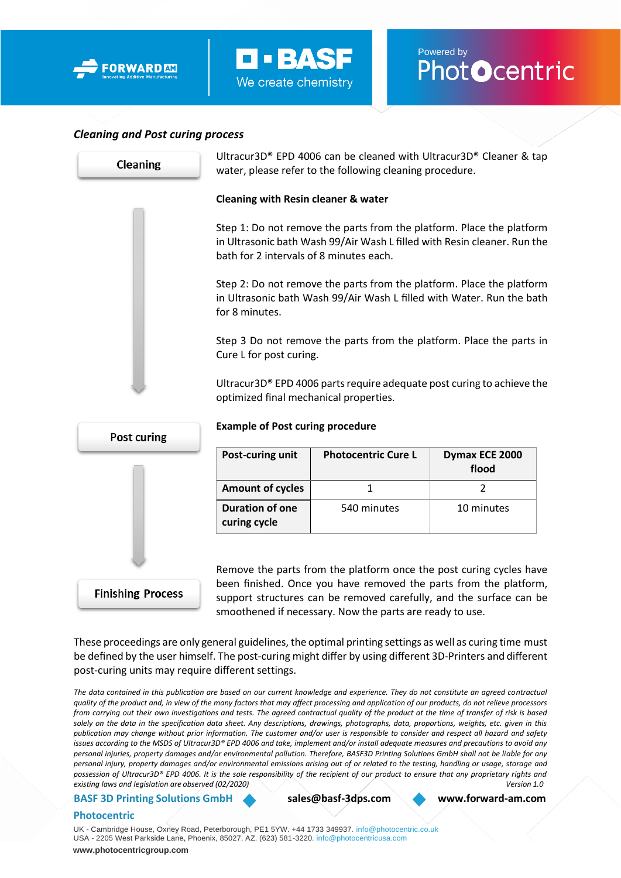FORWARD AM Innovating Additive Manufacturing | BASF We create chemistry | Powered by Photocentric

### *Cleaning and Post curing process*

**Cleaning**

Ultracur3D® EPD 4006 can be cleaned with Ultracur3D® Cleaner & tap water, please refer to the following cleaning procedure.

**Cleaning with Resin cleaner & water**

Step 1: Do not remove the parts from the platform. Place the platform in Ultrasonic bath Wash 99/Air Wash L filled with Resin cleaner. Run the bath for 2 intervals of 8 minutes each.

Step 2: Do not remove the parts from the platform. Place the platform in Ultrasonic bath Wash 99/Air Wash L filled with Water. Run the bath for 8 minutes.

Step 3 Do not remove the parts from the platform. Place the parts in Cure L for post curing.

Ultracur3D® EPD 4006 parts require adequate post curing to achieve the optimized final mechanical properties.

**Post curing**

**Example of Post curing procedure**

| Post-curing unit | Photocentric Cure L | Dymax ECE 2000 flood |
|---|---|---|
| **Amount of cycles** | 1 | 2 |
| **Duration of one curing cycle** | 540 minutes | 10 minutes |

**Finishing Process**

Remove the parts from the platform once the post curing cycles have been finished. Once you have removed the parts from the platform, support structures can be removed carefully, and the surface can be smoothened if necessary. Now the parts are ready to use.

These proceedings are only general guidelines, the optimal printing settings as well as curing time must be defined by the user himself. The post-curing might differ by using different 3D-Printers and different post-curing units may require different settings.

*The data contained in this publication are based on our current knowledge and experience. They do not constitute an agreed contractual quality of the product and, in view of the many factors that may affect processing and application of our products, do not relieve processors from carrying out their own investigations and tests. The agreed contractual quality of the product at the time of transfer of risk is based solely on the data in the specification data sheet. Any descriptions, drawings, photographs, data, proportions, weights, etc. given in this publication may change without prior information. The customer and/or user is responsible to consider and respect all hazard and safety issues according to the MSDS of Ultracur3D® EPD 4006 and take, implement and/or install adequate measures and precautions to avoid any personal injuries, property damages and/or environmental pollution. Therefore, BASF3D Printing Solutions GmbH shall not be liable for any personal injury, property damages and/or environmental emissions arising out of or related to the testing, handling or usage, storage and possession of Ultracur3D® EPD 4006. It is the sole responsibility of the recipient of our product to ensure that any proprietary rights and existing laws and legislation are observed (02/2020)*
*Version 1.0*

**BASF 3D Printing Solutions GmbH** | **sales@basf-3dps.com** | **www.forward-am.com**

**Photocentric**

UK - Cambridge House, Oxney Road, Peterborough, PE1 5YW. +44 1733 349937. info@photocentric.co.uk
USA - 2205 West Parkside Lane, Phoenix, 85027, AZ. (623) 581-3220. info@photocentricusa.com

**www.photocentricgroup.com**